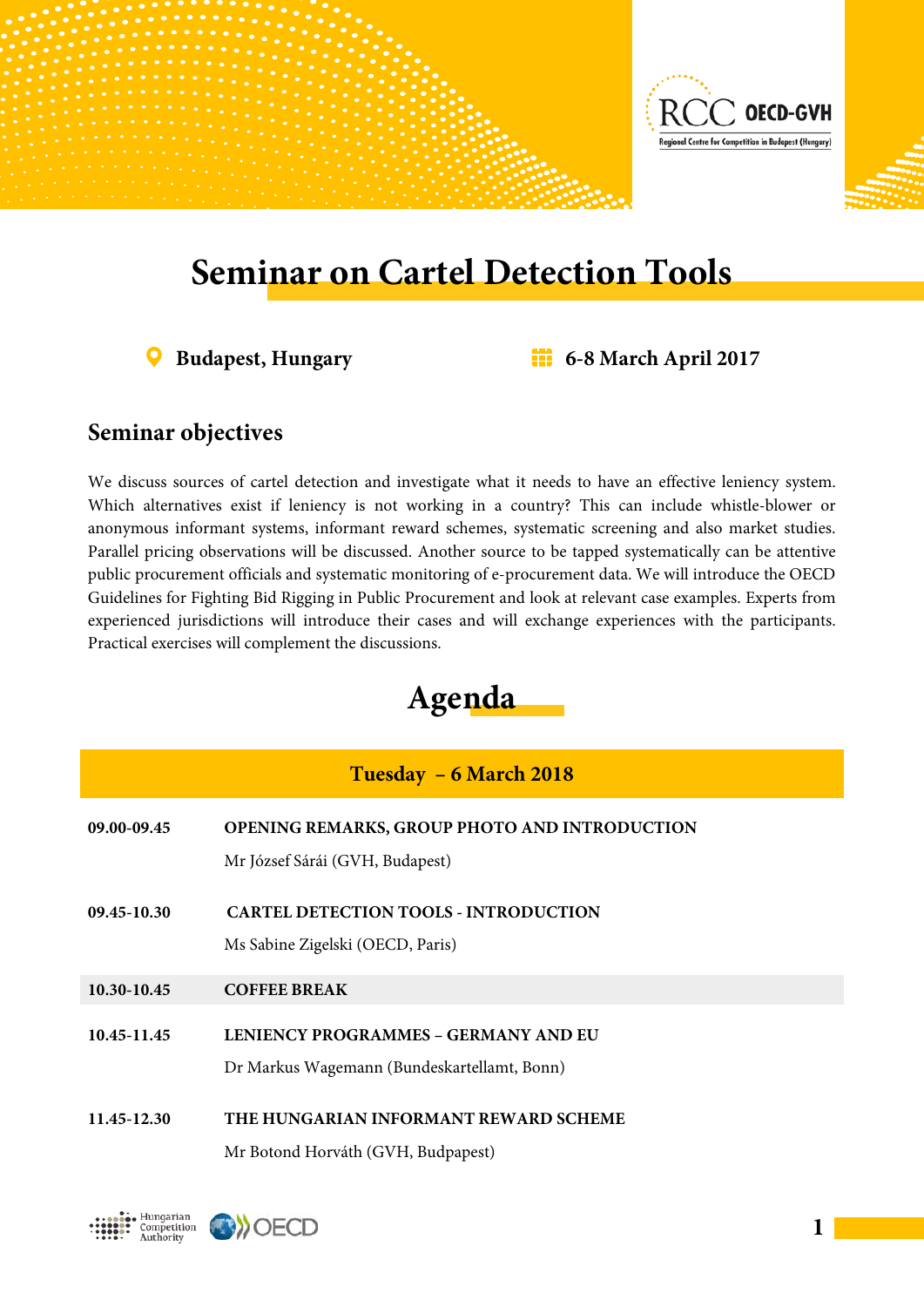# Seminar on Cartel Detection Tools

**Budapest, Hungary** **6-8 March April 2017**

## Seminar objectives

We discuss sources of cartel detection and investigate what it needs to have an effective leniency system. Which alternatives exist if leniency is not working in a country? This can include whistle-blower or anonymous informant systems, informant reward schemes, systematic screening and also market studies. Parallel pricing observations will be discussed. Another source to be tapped systematically can be attentive public procurement officials and systematic monitoring of e-procurement data. We will introduce the OECD Guidelines for Fighting Bid Rigging in Public Procurement and look at relevant case examples. Experts from experienced jurisdictions will introduce their cases and will exchange experiences with the participants. Practical exercises will complement the discussions.

# Agenda

### Tuesday – 6 March 2018

**09.00-09.45** **OPENING REMARKS, GROUP PHOTO AND INTRODUCTION**
Mr József Sárái (GVH, Budapest)

**09.45-10.30** **CARTEL DETECTION TOOLS - INTRODUCTION**
Ms Sabine Zigelski (OECD, Paris)

**10.30-10.45** **COFFEE BREAK**

**10.45-11.45** **LENIENCY PROGRAMMES – GERMANY AND EU**
Dr Markus Wagemann (Bundeskartellamt, Bonn)

**11.45-12.30** **THE HUNGARIAN INFORMANT REWARD SCHEME**
Mr Botond Horváth (GVH, Budpapest)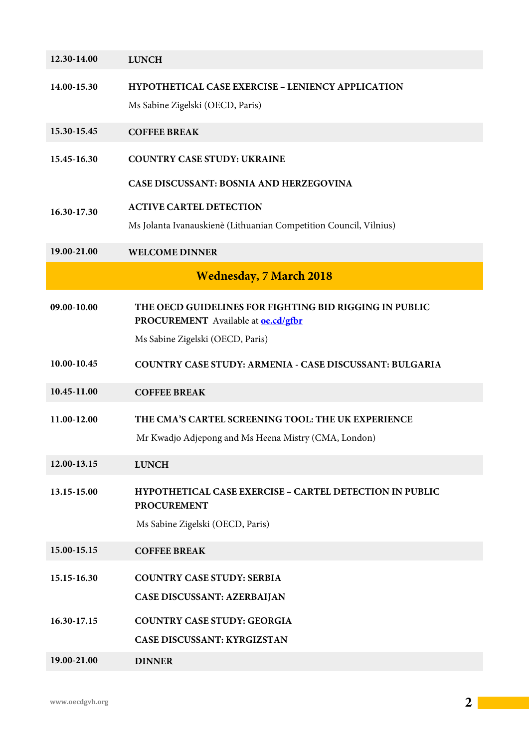| | |
|---|---|
| **12.30-14.00** | **LUNCH** |
| **14.00-15.30** | **HYPOTHETICAL CASE EXERCISE – LENIENCY APPLICATION**<br>Ms Sabine Zigelski (OECD, Paris) |
| **15.30-15.45** | **COFFEE BREAK** |
| **15.45-16.30** | **COUNTRY CASE STUDY: UKRAINE**<br>**CASE DISCUSSANT: BOSNIA AND HERZEGOVINA** |
| **16.30-17.30** | **ACTIVE CARTEL DETECTION**<br>Ms Jolanta Ivanauskienè (Lithuanian Competition Council, Vilnius) |
| **19.00-21.00** | **WELCOME DINNER** |

## Wednesday, 7 March 2018

| | |
|---|---|
| **09.00-10.00** | **THE OECD GUIDELINES FOR FIGHTING BID RIGGING IN PUBLIC PROCUREMENT** Available at [oe.cd/gfbr](oe.cd/gfbr)<br>Ms Sabine Zigelski (OECD, Paris) |
| **10.00-10.45** | **COUNTRY CASE STUDY: ARMENIA - CASE DISCUSSANT: BULGARIA** |
| **10.45-11.00** | **COFFEE BREAK** |
| **11.00-12.00** | **THE CMA'S CARTEL SCREENING TOOL: THE UK EXPERIENCE**<br>Mr Kwadjo Adjepong and Ms Heena Mistry (CMA, London) |
| **12.00-13.15** | **LUNCH** |
| **13.15-15.00** | **HYPOTHETICAL CASE EXERCISE – CARTEL DETECTION IN PUBLIC PROCUREMENT**<br>Ms Sabine Zigelski (OECD, Paris) |
| **15.00-15.15** | **COFFEE BREAK** |
| **15.15-16.30** | **COUNTRY CASE STUDY: SERBIA**<br>**CASE DISCUSSANT: AZERBAIJAN** |
| **16.30-17.15** | **COUNTRY CASE STUDY: GEORGIA**<br>**CASE DISCUSSANT: KYRGIZSTAN** |
| **19.00-21.00** | **DINNER** |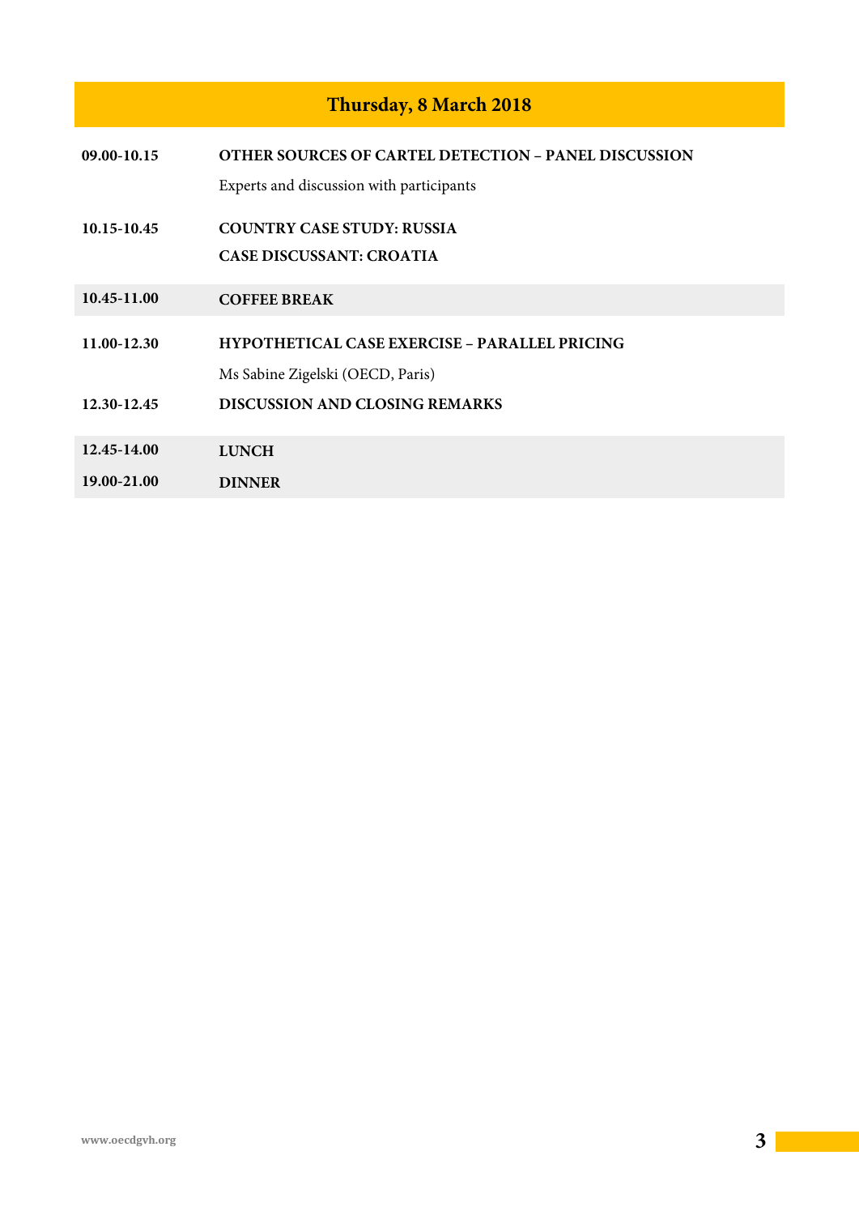## Thursday, 8 March 2018

| | |
|---|---|
| **09.00-10.15** | **OTHER SOURCES OF CARTEL DETECTION – PANEL DISCUSSION**<br>Experts and discussion with participants |
| **10.15-10.45** | **COUNTRY CASE STUDY: RUSSIA**<br>**CASE DISCUSSANT: CROATIA** |
| **10.45-11.00** | **COFFEE BREAK** |
| **11.00-12.30** | **HYPOTHETICAL CASE EXERCISE – PARALLEL PRICING**<br>Ms Sabine Zigelski (OECD, Paris) |
| **12.30-12.45** | **DISCUSSION AND CLOSING REMARKS** |
| **12.45-14.00** | **LUNCH** |
| **19.00-21.00** | **DINNER** |

www.oecdgvh.org